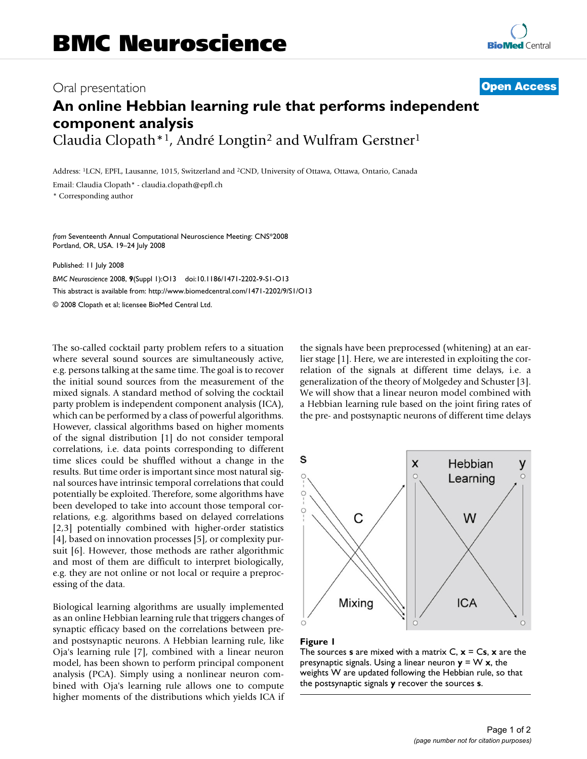# BMC Neuroscience

Oral presentation

**Open Access**

## An online Hebbian learning rule that performs independent component analysis

Claudia Clopath*[1], André Longtin[2] and Wulfram Gerstner[1]

Address: [1]LCN, EPFL, Lausanne, 1015, Switzerland and [2]CND, University of Ottawa, Ottawa, Ontario, Canada

Email: Claudia Clopath* - claudia.clopath@epfl.ch

* Corresponding author

*from* Seventeenth Annual Computational Neuroscience Meeting: CNS*2008
Portland, OR, USA. 19–24 July 2008

Published: 11 July 2008

*BMC Neuroscience* 2008, **9**(Suppl 1):O13 doi:10.1186/1471-2202-9-S1-O13

This abstract is available from: http://www.biomedcentral.com/1471-2202/9/S1/O13

© 2008 Clopath et al; licensee BioMed Central Ltd.

The so-called cocktail party problem refers to a situation where several sound sources are simultaneously active, e.g. persons talking at the same time. The goal is to recover the initial sound sources from the measurement of the mixed signals. A standard method of solving the cocktail party problem is independent component analysis (ICA), which can be performed by a class of powerful algorithms. However, classical algorithms based on higher moments of the signal distribution [1] do not consider temporal correlations, i.e. data points corresponding to different time slices could be shuffled without a change in the results. But time order is important since most natural signal sources have intrinsic temporal correlations that could potentially be exploited. Therefore, some algorithms have been developed to take into account those temporal correlations, e.g. algorithms based on delayed correlations [2,3] potentially combined with higher-order statistics [4], based on innovation processes [5], or complexity pursuit [6]. However, those methods are rather algorithmic and most of them are difficult to interpret biologically, e.g. they are not online or not local or require a preprocessing of the data.

Biological learning algorithms are usually implemented as an online Hebbian learning rule that triggers changes of synaptic efficacy based on the correlations between pre- and postsynaptic neurons. A Hebbian learning rule, like Oja's learning rule [7], combined with a linear neuron model, has been shown to perform principal component analysis (PCA). Simply using a nonlinear neuron combined with Oja's learning rule allows one to compute higher moments of the distributions which yields ICA if the signals have been preprocessed (whitening) at an earlier stage [1]. Here, we are interested in exploiting the correlation of the signals at different time delays, i.e. a generalization of the theory of Molgedey and Schuster [3]. We will show that a linear neuron model combined with a Hebbian learning rule based on the joint firing rates of the pre- and postsynaptic neurons of different time delays

**Figure 1**

The sources $\mathbf{s}$ are mixed with a matrix C, $\mathbf{x} = C\mathbf{s}$, $\mathbf{x}$ are the presynaptic signals. Using a linear neuron $\mathbf{y} = W\,\mathbf{x}$, the weights W are updated following the Hebbian rule, so that the postsynaptic signals $\mathbf{y}$ recover the sources $\mathbf{s}$.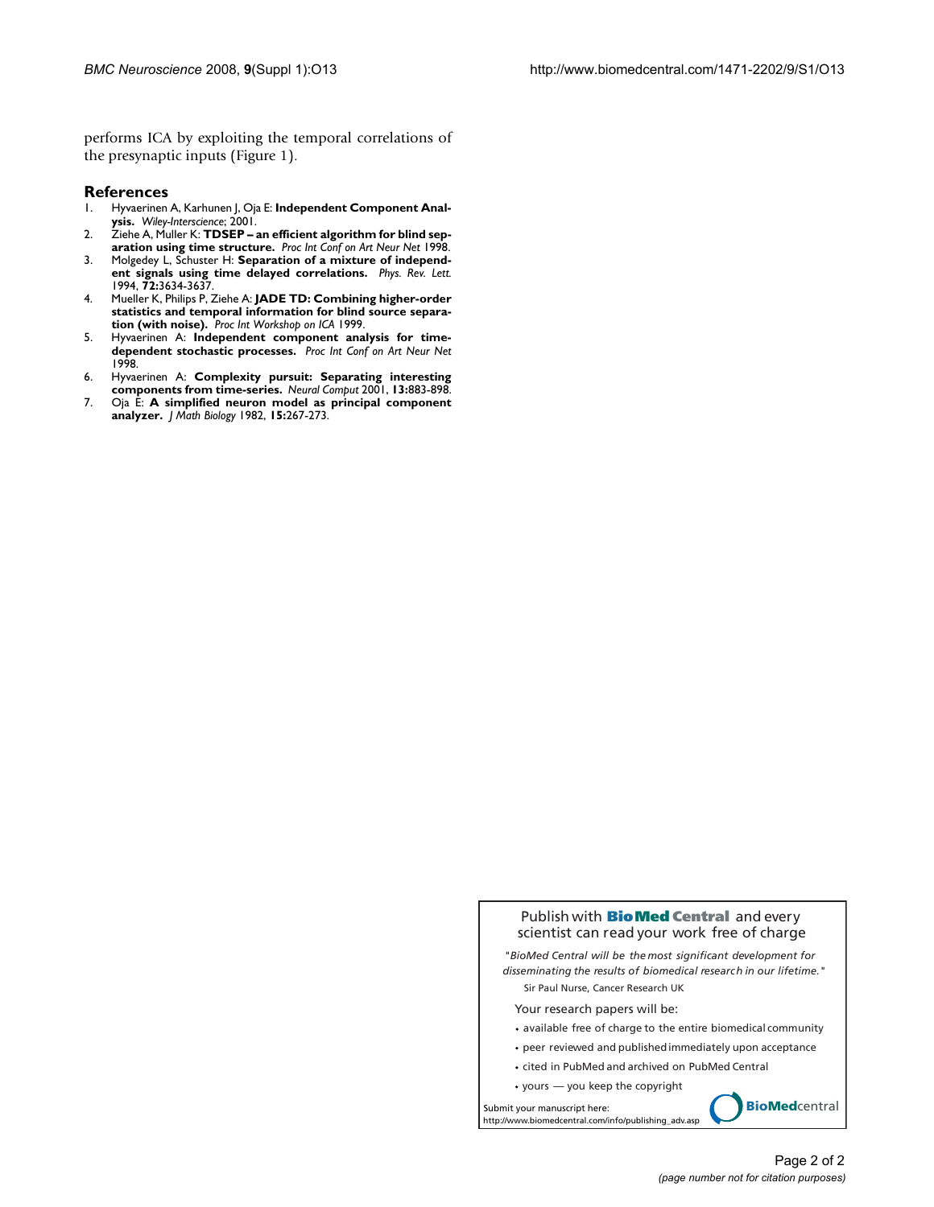performs ICA by exploiting the temporal correlations of the presynaptic inputs (Figure 1).

## References

1. Hyvaerinen A, Karhunen J, Oja E: **Independent Component Analysis.** *Wiley-Interscience*; 2001.
2. Ziehe A, Muller K: **TDSEP – an efficient algorithm for blind separation using time structure.** *Proc Int Conf on Art Neur Net* 1998.
3. Molgedey L, Schuster H: **Separation of a mixture of independent signals using time delayed correlations.** *Phys. Rev. Lett.* 1994, **72:**3634-3637.
4. Mueller K, Philips P, Ziehe A: **JADE TD: Combining higher-order statistics and temporal information for blind source separation (with noise).** *Proc Int Workshop on ICA* 1999.
5. Hyvaerinen A: **Independent component analysis for time-dependent stochastic processes.** *Proc Int Conf on Art Neur Net* 1998.
6. Hyvaerinen A: **Complexity pursuit: Separating interesting components from time-series.** *Neural Comput* 2001, **13:**883-898.
7. Oja E: **A simplified neuron model as principal component analyzer.** *J Math Biology* 1982, **15:**267-273.

Publish with **BioMed Central** and every scientist can read your work free of charge

*"BioMed Central will be the most significant development for disseminating the results of biomedical research in our lifetime."*

Sir Paul Nurse, Cancer Research UK

Your research papers will be:

- available free of charge to the entire biomedical community
- peer reviewed and published immediately upon acceptance
- cited in PubMed and archived on PubMed Central
- yours — you keep the copyright

Submit your manuscript here:
http://www.biomedcentral.com/info/publishing_adv.asp

**BioMed**central